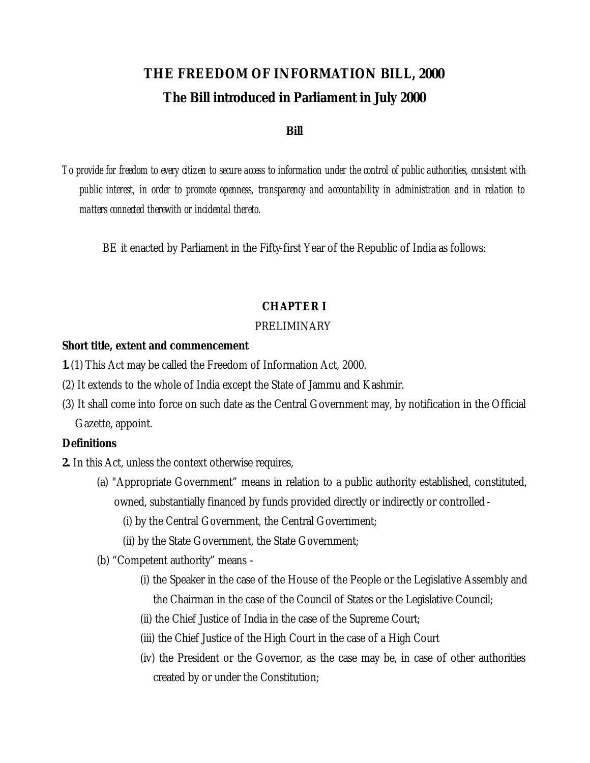# THE FREEDOM OF INFORMATION BILL, 2000

## The Bill introduced in Parliament in July 2000

### Bill

*To provide for freedom to every citizen to secure access to information under the control of public authorities, consistent with public interest, in order to promote openness, transparency and accountability in administration and in relation to matters connected therewith or incidental thereto.*

BE it enacted by Parliament in the Fifty-first Year of the Republic of India as follows:

### CHAPTER I

PRELIMINARY

**Short title, extent and commencement**

**1.** (1) This Act may be called the Freedom of Information Act, 2000.

(2) It extends to the whole of India except the State of Jammu and Kashmir.

(3) It shall come into force on such date as the Central Government may, by notification in the Official Gazette, appoint.

**Definitions**

**2.** In this Act, unless the context otherwise requires,

(a) "Appropriate Government" means in relation to a public authority established, constituted, owned, substantially financed by funds provided directly or indirectly or controlled -

(i) by the Central Government, the Central Government;

(ii) by the State Government, the State Government;

(b) "Competent authority" means -

(i) the Speaker in the case of the House of the People or the Legislative Assembly and the Chairman in the case of the Council of States or the Legislative Council;

(ii) the Chief Justice of India in the case of the Supreme Court;

(iii) the Chief Justice of the High Court in the case of a High Court

(iv) the President or the Governor, as the case may be, in case of other authorities created by or under the Constitution;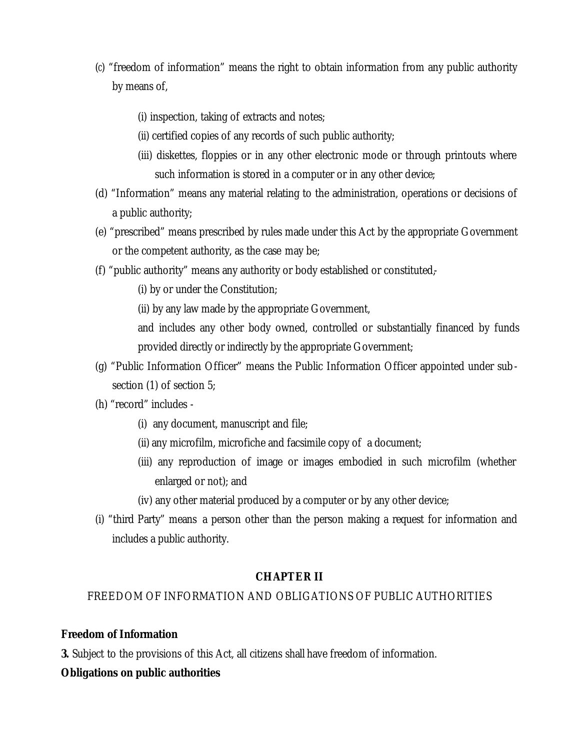(c) "freedom of information" means the right to obtain information from any public authority by means of,

- (i) inspection, taking of extracts and notes;
- (ii) certified copies of any records of such public authority;
- (iii) diskettes, floppies or in any other electronic mode or through printouts where such information is stored in a computer or in any other device;

(d) "Information" means any material relating to the administration, operations or decisions of a public authority;

(e) "prescribed" means prescribed by rules made under this Act by the appropriate Government or the competent authority, as the case may be;

(f) "public authority" means any authority or body established or constituted,-

- (i) by or under the Constitution;
- (ii) by any law made by the appropriate Government,

and includes any other body owned, controlled or substantially financed by funds provided directly or indirectly by the appropriate Government;

(g) "Public Information Officer" means the Public Information Officer appointed under sub-section (1) of section 5;

(h) "record" includes -

- (i) any document, manuscript and file;
- (ii) any microfilm, microfiche and facsimile copy of a document;
- (iii) any reproduction of image or images embodied in such microfilm (whether enlarged or not); and
- (iv) any other material produced by a computer or by any other device;

(i) "third Party" means a person other than the person making a request for information and includes a public authority.

## CHAPTER II

FREEDOM OF INFORMATION AND OBLIGATIONS OF PUBLIC AUTHORITIES

**Freedom of Information**

**3.** Subject to the provisions of this Act, all citizens shall have freedom of information.

**Obligations on public authorities**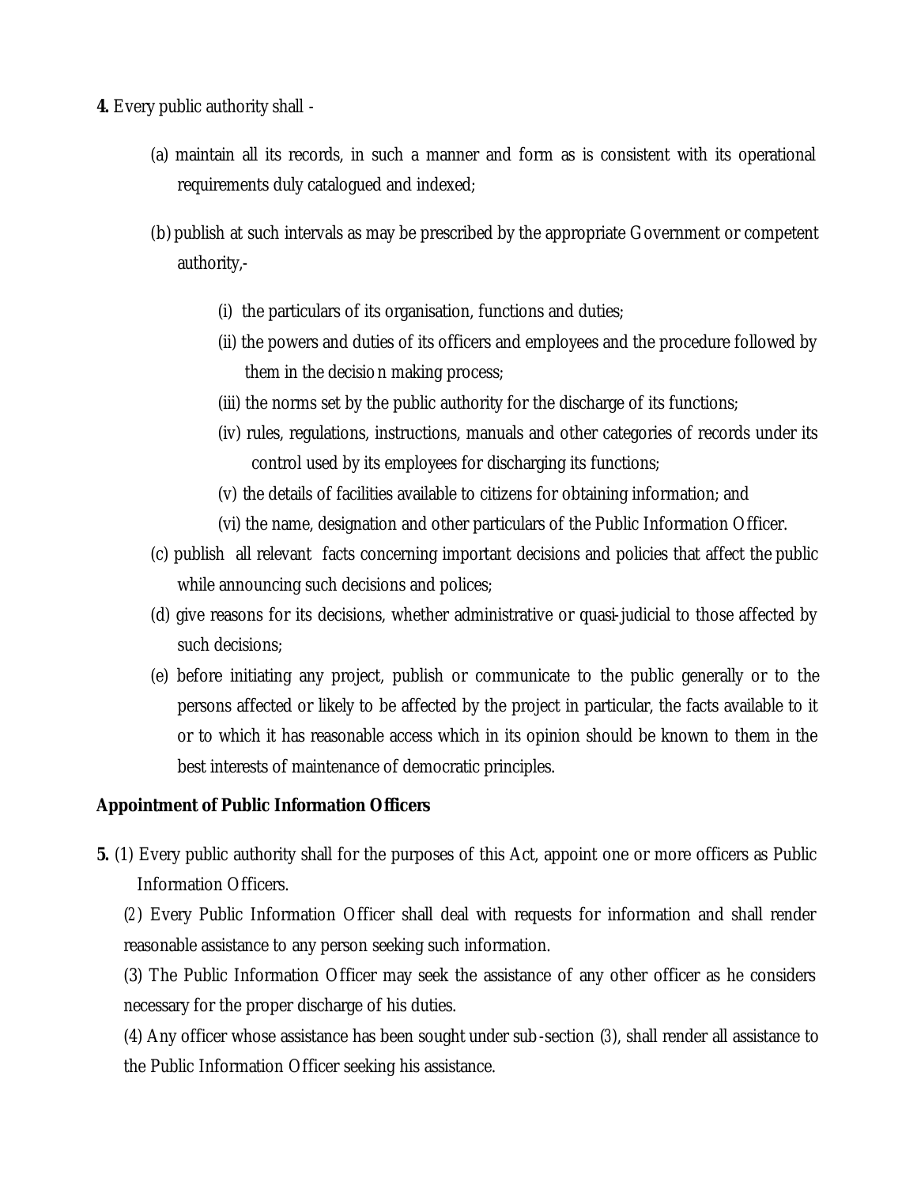**4.** Every public authority shall -

(a) maintain all its records, in such a manner and form as is consistent with its operational requirements duly catalogued and indexed;

(b) publish at such intervals as may be prescribed by the appropriate Government or competent authority,-

(i) the particulars of its organisation, functions and duties;

(ii) the powers and duties of its officers and employees and the procedure followed by them in the decision making process;

(iii) the norms set by the public authority for the discharge of its functions;

(iv) rules, regulations, instructions, manuals and other categories of records under its control used by its employees for discharging its functions;

(v) the details of facilities available to citizens for obtaining information; and

(vi) the name, designation and other particulars of the Public Information Officer.

(c) publish all relevant facts concerning important decisions and policies that affect the public while announcing such decisions and polices;

(d) give reasons for its decisions, whether administrative or quasi-judicial to those affected by such decisions;

(e) before initiating any project, publish or communicate to the public generally or to the persons affected or likely to be affected by the project in particular, the facts available to it or to which it has reasonable access which in its opinion should be known to them in the best interests of maintenance of democratic principles.

**Appointment of Public Information Officers**

**5.** (1) Every public authority shall for the purposes of this Act, appoint one or more officers as Public Information Officers.

(2) Every Public Information Officer shall deal with requests for information and shall render reasonable assistance to any person seeking such information.

(3) The Public Information Officer may seek the assistance of any other officer as he considers necessary for the proper discharge of his duties.

(4) Any officer whose assistance has been sought under sub-section (3), shall render all assistance to the Public Information Officer seeking his assistance.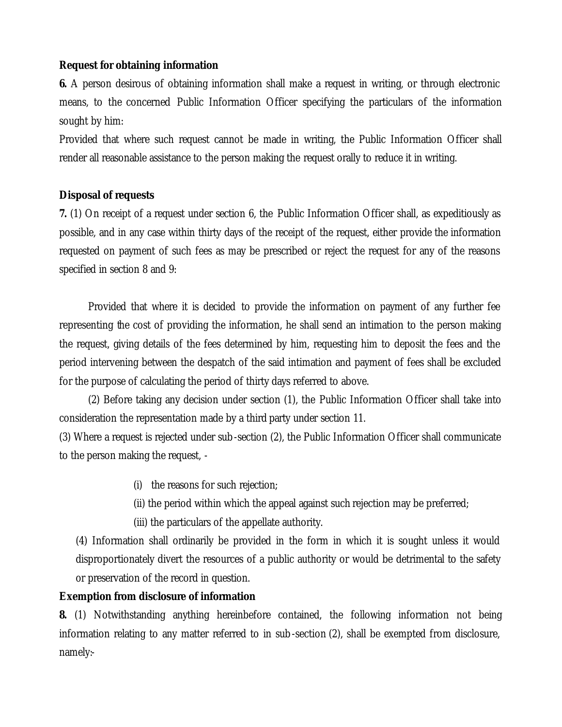**Request for obtaining information**

**6.** A person desirous of obtaining information shall make a request in writing, or through electronic means, to the concerned Public Information Officer specifying the particulars of the information sought by him:

Provided that where such request cannot be made in writing, the Public Information Officer shall render all reasonable assistance to the person making the request orally to reduce it in writing.

**Disposal of requests**

**7.** (1) On receipt of a request under section 6, the Public Information Officer shall, as expeditiously as possible, and in any case within thirty days of the receipt of the request, either provide the information requested on payment of such fees as may be prescribed or reject the request for any of the reasons specified in section 8 and 9:

Provided that where it is decided to provide the information on payment of any further fee representing the cost of providing the information, he shall send an intimation to the person making the request, giving details of the fees determined by him, requesting him to deposit the fees and the period intervening between the despatch of the said intimation and payment of fees shall be excluded for the purpose of calculating the period of thirty days referred to above.

(2) Before taking any decision under section (1), the Public Information Officer shall take into consideration the representation made by a third party under section 11.

(3) Where a request is rejected under sub-section (2), the Public Information Officer shall communicate to the person making the request, -

(i) the reasons for such rejection;

(ii) the period within which the appeal against such rejection may be preferred;

(iii) the particulars of the appellate authority.

(4) Information shall ordinarily be provided in the form in which it is sought unless it would disproportionately divert the resources of a public authority or would be detrimental to the safety or preservation of the record in question.

**Exemption from disclosure of information**

**8.** (1) Notwithstanding anything hereinbefore contained, the following information not being information relating to any matter referred to in sub-section (2), shall be exempted from disclosure, namely:-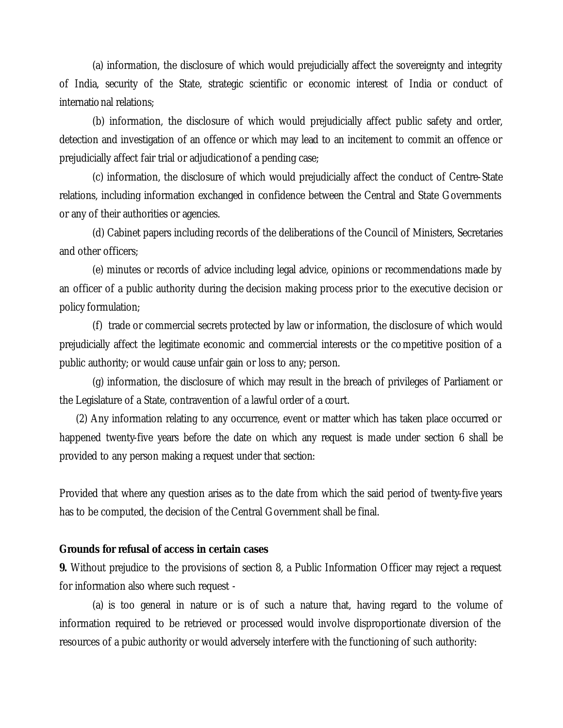(a) information, the disclosure of which would prejudicially affect the sovereignty and integrity of India, security of the State, strategic scientific or economic interest of India or conduct of international relations;

(b) information, the disclosure of which would prejudicially affect public safety and order, detection and investigation of an offence or which may lead to an incitement to commit an offence or prejudicially affect fair trial or adjudication of a pending case;

(c) information, the disclosure of which would prejudicially affect the conduct of Centre-State relations, including information exchanged in confidence between the Central and State Governments or any of their authorities or agencies.

(d) Cabinet papers including records of the deliberations of the Council of Ministers, Secretaries and other officers;

(e) minutes or records of advice including legal advice, opinions or recommendations made by an officer of a public authority during the decision making process prior to the executive decision or policy formulation;

(f) trade or commercial secrets protected by law or information, the disclosure of which would prejudicially affect the legitimate economic and commercial interests or the competitive position of a public authority; or would cause unfair gain or loss to any; person.

(g) information, the disclosure of which may result in the breach of privileges of Parliament or the Legislature of a State, contravention of a lawful order of a court.

(2) Any information relating to any occurrence, event or matter which has taken place occurred or happened twenty-five years before the date on which any request is made under section 6 shall be provided to any person making a request under that section:

Provided that where any question arises as to the date from which the said period of twenty-five years has to be computed, the decision of the Central Government shall be final.

**Grounds for refusal of access in certain cases**

**9.** Without prejudice to the provisions of section 8, a Public Information Officer may reject a request for information also where such request -

(a) is too general in nature or is of such a nature that, having regard to the volume of information required to be retrieved or processed would involve disproportionate diversion of the resources of a pubic authority or would adversely interfere with the functioning of such authority: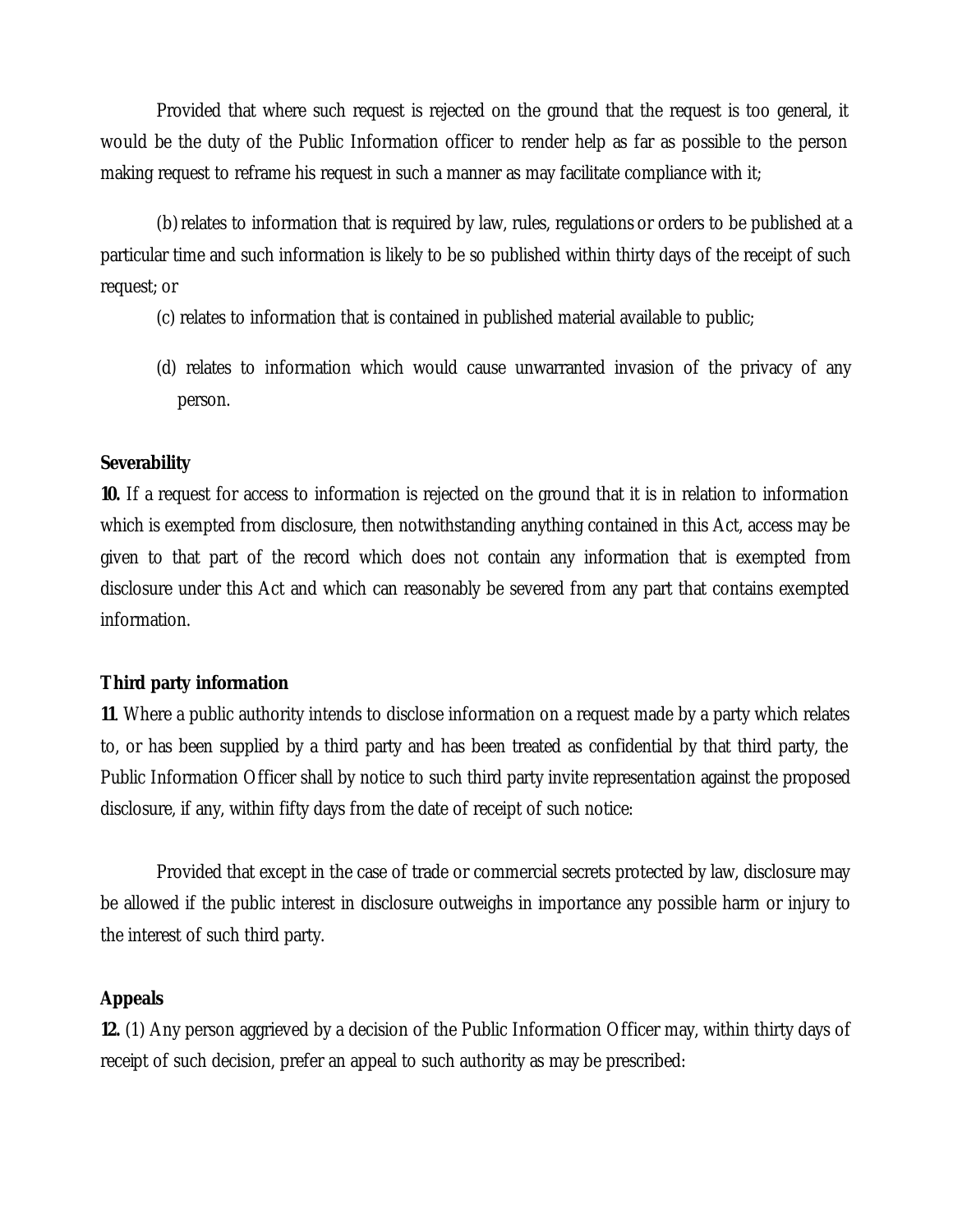Provided that where such request is rejected on the ground that the request is too general, it would be the duty of the Public Information officer to render help as far as possible to the person making request to reframe his request in such a manner as may facilitate compliance with it;

(b) relates to information that is required by law, rules, regulations or orders to be published at a particular time and such information is likely to be so published within thirty days of the receipt of such request; or

(c) relates to information that is contained in published material available to public;

(d) relates to information which would cause unwarranted invasion of the privacy of any person.

**Severability**

**10.** If a request for access to information is rejected on the ground that it is in relation to information which is exempted from disclosure, then notwithstanding anything contained in this Act, access may be given to that part of the record which does not contain any information that is exempted from disclosure under this Act and which can reasonably be severed from any part that contains exempted information.

**Third party information**

**11**. Where a public authority intends to disclose information on a request made by a party which relates to, or has been supplied by a third party and has been treated as confidential by that third party, the Public Information Officer shall by notice to such third party invite representation against the proposed disclosure, if any, within fifty days from the date of receipt of such notice:

Provided that except in the case of trade or commercial secrets protected by law, disclosure may be allowed if the public interest in disclosure outweighs in importance any possible harm or injury to the interest of such third party.

**Appeals**

**12.** (1) Any person aggrieved by a decision of the Public Information Officer may, within thirty days of receipt of such decision, prefer an appeal to such authority as may be prescribed: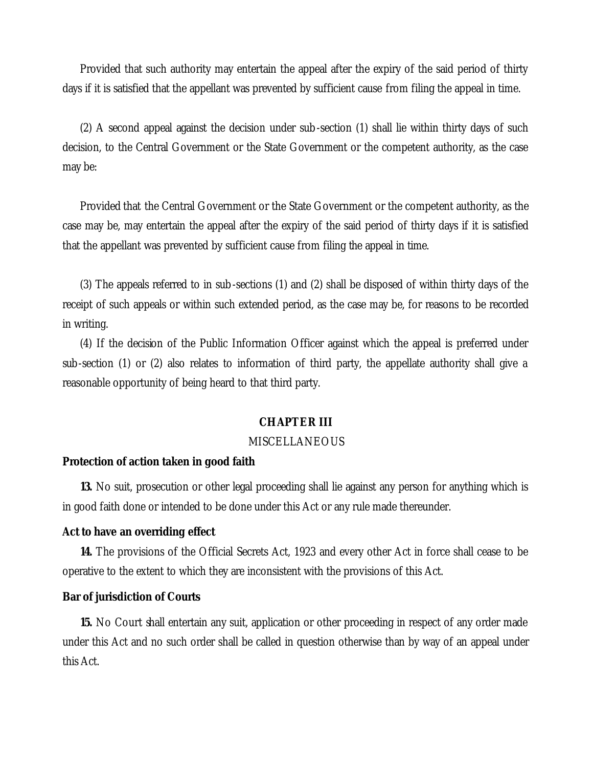Provided that such authority may entertain the appeal after the expiry of the said period of thirty days if it is satisfied that the appellant was prevented by sufficient cause from filing the appeal in time.

(2) A second appeal against the decision under sub-section (1) shall lie within thirty days of such decision, to the Central Government or the State Government or the competent authority, as the case may be:

Provided that the Central Government or the State Government or the competent authority, as the case may be, may entertain the appeal after the expiry of the said period of thirty days if it is satisfied that the appellant was prevented by sufficient cause from filing the appeal in time.

(3) The appeals referred to in sub-sections (1) and (2) shall be disposed of within thirty days of the receipt of such appeals or within such extended period, as the case may be, for reasons to be recorded in writing.

(4) If the decision of the Public Information Officer against which the appeal is preferred under sub-section (1) or (2) also relates to information of third party, the appellate authority shall give a reasonable opportunity of being heard to that third party.

## CHAPTER III

### MISCELLANEOUS

**Protection of action taken in good faith**

**13.** No suit, prosecution or other legal proceeding shall lie against any person for anything which is in good faith done or intended to be done under this Act or any rule made thereunder.

**Act to have an overriding effect**

**14.** The provisions of the Official Secrets Act, 1923 and every other Act in force shall cease to be operative to the extent to which they are inconsistent with the provisions of this Act.

**Bar of jurisdiction of Courts**

**15.** No Court shall entertain any suit, application or other proceeding in respect of any order made under this Act and no such order shall be called in question otherwise than by way of an appeal under this Act.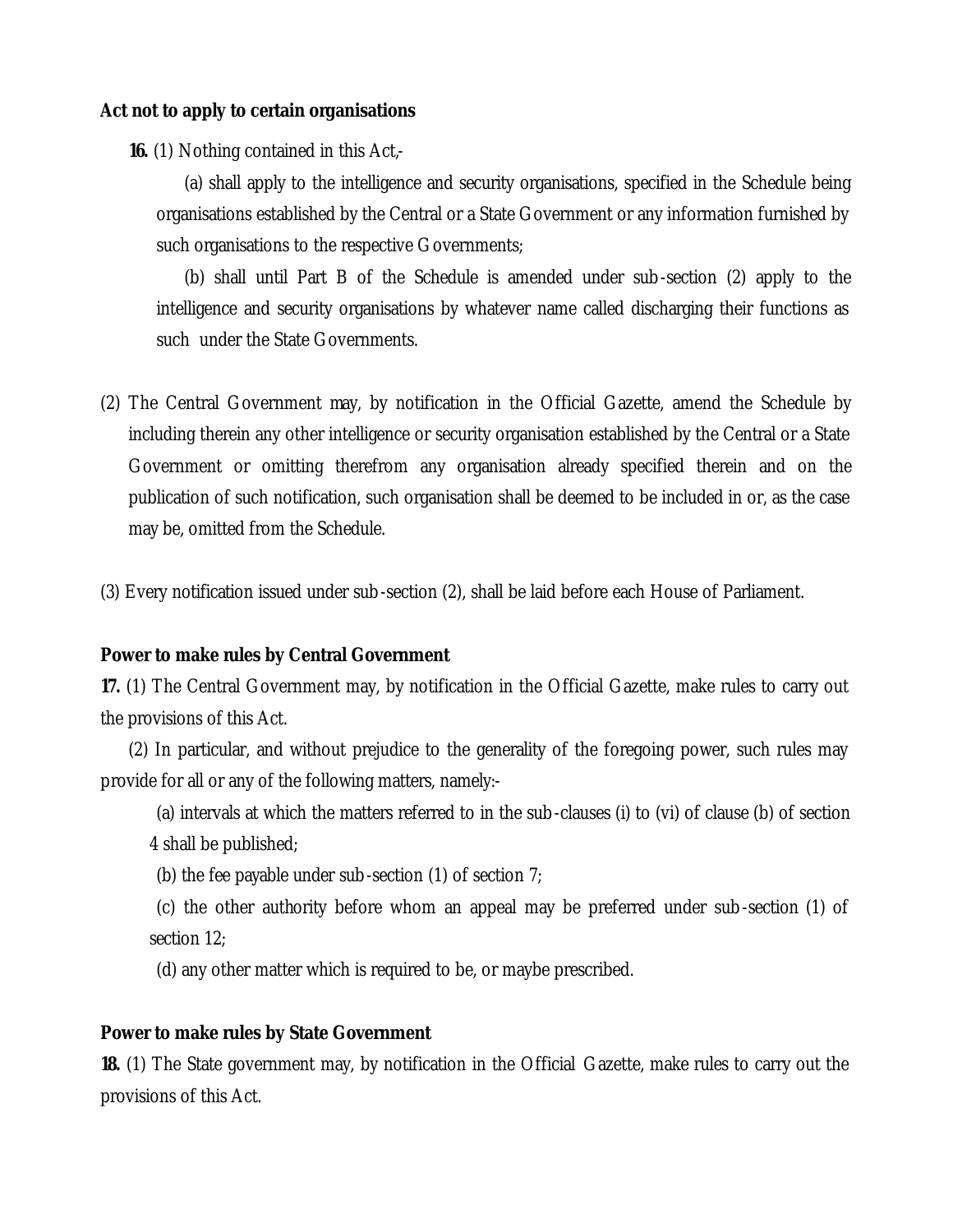**Act not to apply to certain organisations**

**16.** (1) Nothing contained in this Act,-

(a) shall apply to the intelligence and security organisations, specified in the Schedule being organisations established by the Central or a State Government or any information furnished by such organisations to the respective Governments;

(b) shall until Part B of the Schedule is amended under sub-section (2) apply to the intelligence and security organisations by whatever name called discharging their functions as such under the State Governments.

(2) The Central Government may, by notification in the Official Gazette, amend the Schedule by including therein any other intelligence or security organisation established by the Central or a State Government or omitting therefrom any organisation already specified therein and on the publication of such notification, such organisation shall be deemed to be included in or, as the case may be, omitted from the Schedule.

(3) Every notification issued under sub-section (2), shall be laid before each House of Parliament.

**Power to make rules by Central Government**

**17.** (1) The Central Government may, by notification in the Official Gazette, make rules to carry out the provisions of this Act.

(2) In particular, and without prejudice to the generality of the foregoing power, such rules may provide for all or any of the following matters, namely:-

(a) intervals at which the matters referred to in the sub-clauses (i) to (vi) of clause (b) of section 4 shall be published;

(b) the fee payable under sub-section (1) of section 7;

(c) the other authority before whom an appeal may be preferred under sub-section (1) of section 12;

(d) any other matter which is required to be, or maybe prescribed.

**Power to make rules by State Government**

**18.** (1) The State government may, by notification in the Official Gazette, make rules to carry out the provisions of this Act.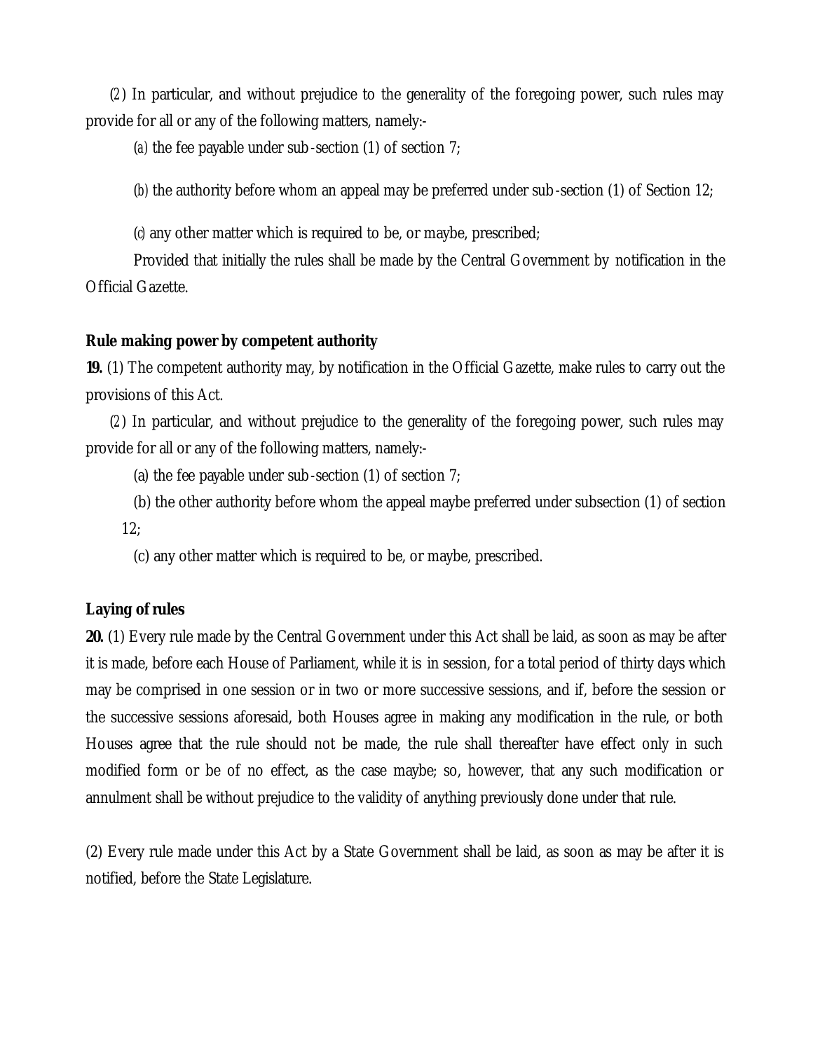(2) In particular, and without prejudice to the generality of the foregoing power, such rules may provide for all or any of the following matters, namely:-

(a) the fee payable under sub-section (1) of section 7;

(b) the authority before whom an appeal may be preferred under sub-section (1) of Section 12;

(c) any other matter which is required to be, or maybe, prescribed;

Provided that initially the rules shall be made by the Central Government by notification in the Official Gazette.

**Rule making power by competent authority**

**19.** (1) The competent authority may, by notification in the Official Gazette, make rules to carry out the provisions of this Act.

(2) In particular, and without prejudice to the generality of the foregoing power, such rules may provide for all or any of the following matters, namely:-

(a) the fee payable under sub-section (1) of section 7;

(b) the other authority before whom the appeal maybe preferred under subsection (1) of section 12;

(c) any other matter which is required to be, or maybe, prescribed.

**Laying of rules**

**20.** (1) Every rule made by the Central Government under this Act shall be laid, as soon as may be after it is made, before each House of Parliament, while it is in session, for a total period of thirty days which may be comprised in one session or in two or more successive sessions, and if, before the session or the successive sessions aforesaid, both Houses agree in making any modification in the rule, or both Houses agree that the rule should not be made, the rule shall thereafter have effect only in such modified form or be of no effect, as the case maybe; so, however, that any such modification or annulment shall be without prejudice to the validity of anything previously done under that rule.

(2) Every rule made under this Act by a State Government shall be laid, as soon as may be after it is notified, before the State Legislature.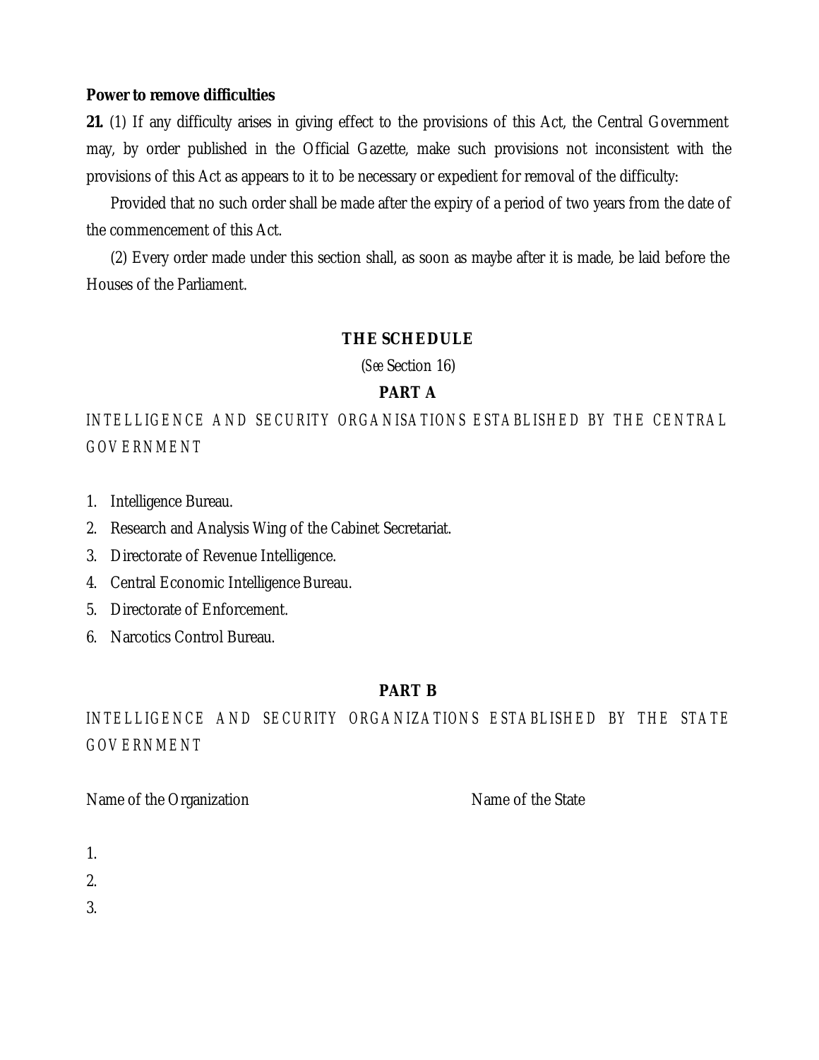**Power to remove difficulties**

**21.** (1) If any difficulty arises in giving effect to the provisions of this Act, the Central Government may, by order published in the Official Gazette, make such provisions not inconsistent with the provisions of this Act as appears to it to be necessary or expedient for removal of the difficulty:

Provided that no such order shall be made after the expiry of a period of two years from the date of the commencement of this Act.

(2) Every order made under this section shall, as soon as maybe after it is made, be laid before the Houses of the Parliament.

## THE SCHEDULE

(*See* Section 16)

### PART A

INTELLIGENCE AND SECURITY ORGANISATIONS ESTABLISHED BY THE CENTRAL GOVERNMENT

1. Intelligence Bureau.
2. Research and Analysis Wing of the Cabinet Secretariat.
3. Directorate of Revenue Intelligence.
4. Central Economic Intelligence Bureau.
5. Directorate of Enforcement.
6. Narcotics Control Bureau.

### PART B

INTELLIGENCE AND SECURITY ORGANIZATIONS ESTABLISHED BY THE STATE GOVERNMENT

| Name of the Organization | Name of the State |
|---|---|
| 1. | |
| 2. | |
| 3. | |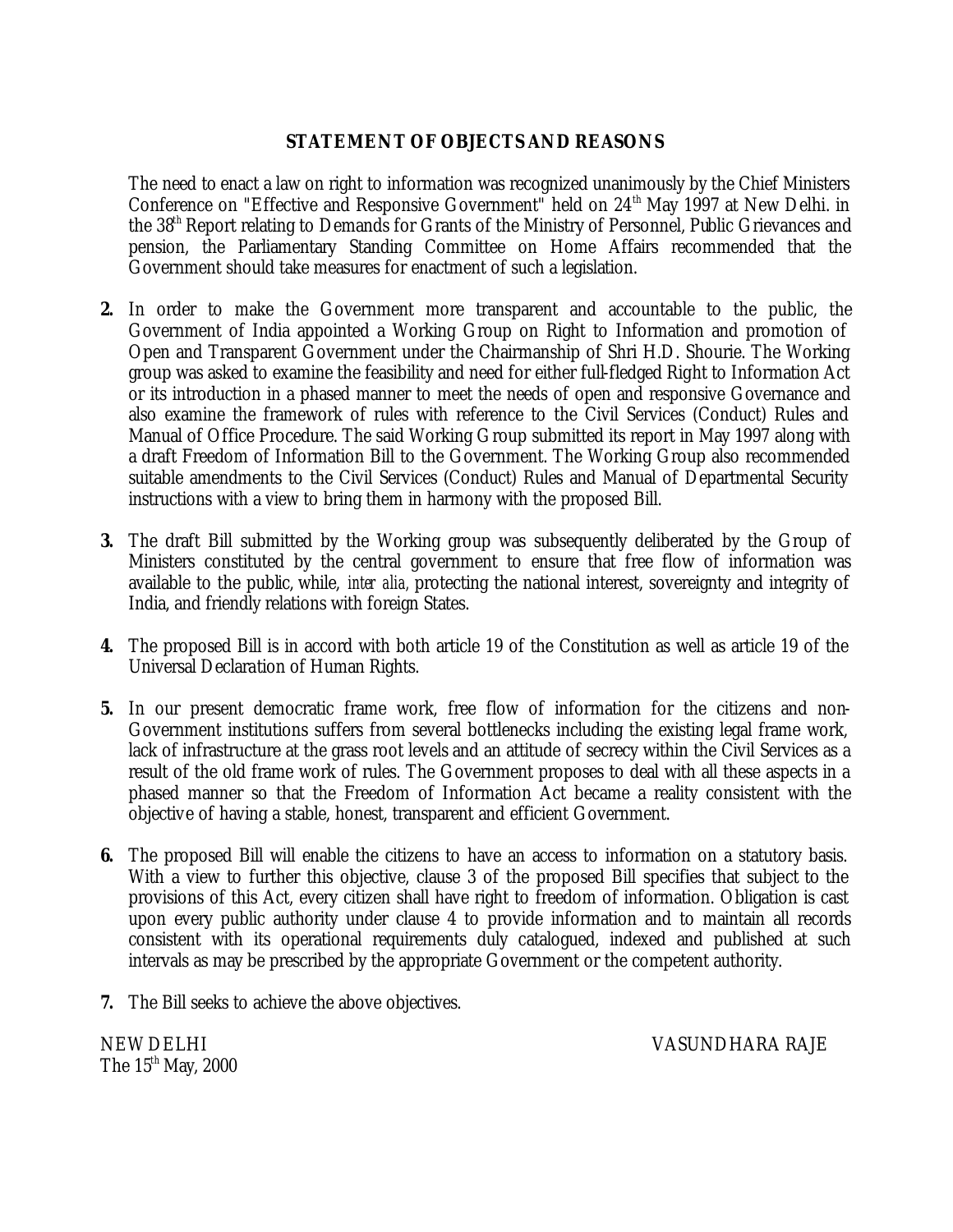## STATEMENT OF OBJECTS AND REASONS

The need to enact a law on right to information was recognized unanimously by the Chief Ministers Conference on "Effective and Responsive Government" held on 24th May 1997 at New Delhi. in the 38th Report relating to Demands for Grants of the Ministry of Personnel, Public Grievances and pension, the Parliamentary Standing Committee on Home Affairs recommended that the Government should take measures for enactment of such a legislation.

**2.** In order to make the Government more transparent and accountable to the public, the Government of India appointed a Working Group on Right to Information and promotion of Open and Transparent Government under the Chairmanship of Shri H.D. Shourie. The Working group was asked to examine the feasibility and need for either full-fledged Right to Information Act or its introduction in a phased manner to meet the needs of open and responsive Governance and also examine the framework of rules with reference to the Civil Services (Conduct) Rules and Manual of Office Procedure. The said Working Group submitted its report in May 1997 along with a draft Freedom of Information Bill to the Government. The Working Group also recommended suitable amendments to the Civil Services (Conduct) Rules and Manual of Departmental Security instructions with a view to bring them in harmony with the proposed Bill.

**3.** The draft Bill submitted by the Working group was subsequently deliberated by the Group of Ministers constituted by the central government to ensure that free flow of information was available to the public, while, *inter alia,* protecting the national interest, sovereignty and integrity of India, and friendly relations with foreign States.

**4.** The proposed Bill is in accord with both article 19 of the Constitution as well as article 19 of the Universal Declaration of Human Rights.

**5.** In our present democratic frame work, free flow of information for the citizens and non-Government institutions suffers from several bottlenecks including the existing legal frame work, lack of infrastructure at the grass root levels and an attitude of secrecy within the Civil Services as a result of the old frame work of rules. The Government proposes to deal with all these aspects in a phased manner so that the Freedom of Information Act became a reality consistent with the objective of having a stable, honest, transparent and efficient Government.

**6.** The proposed Bill will enable the citizens to have an access to information on a statutory basis. With a view to further this objective, clause 3 of the proposed Bill specifies that subject to the provisions of this Act, every citizen shall have right to freedom of information. Obligation is cast upon every public authority under clause 4 to provide information and to maintain all records consistent with its operational requirements duly catalogued, indexed and published at such intervals as may be prescribed by the appropriate Government or the competent authority.

**7.** The Bill seeks to achieve the above objectives.

NEW DELHI
The 15th May, 2000

VASUNDHARA RAJE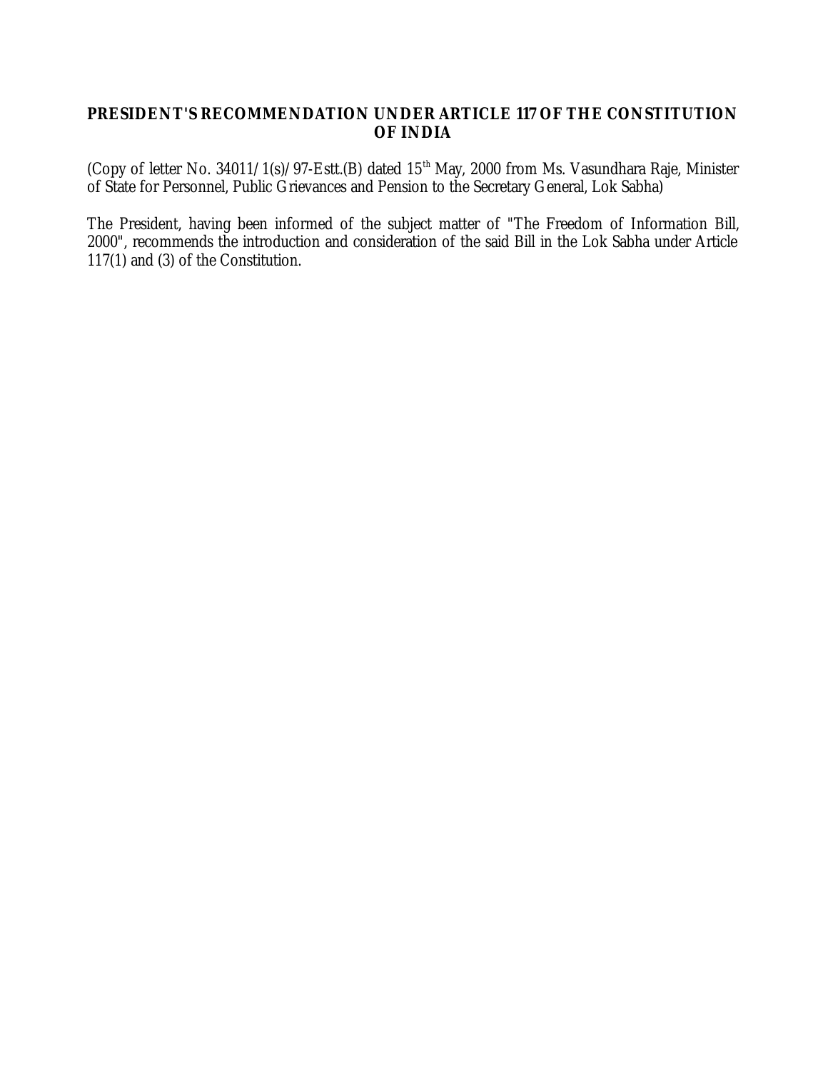## PRESIDENT'S RECOMMENDATION UNDER ARTICLE 117 OF THE CONSTITUTION OF INDIA

(Copy of letter No. 34011/1(s)/97-Estt.(B) dated 15th May, 2000 from Ms. Vasundhara Raje, Minister of State for Personnel, Public Grievances and Pension to the Secretary General, Lok Sabha)

The President, having been informed of the subject matter of "The Freedom of Information Bill, 2000", recommends the introduction and consideration of the said Bill in the Lok Sabha under Article 117(1) and (3) of the Constitution.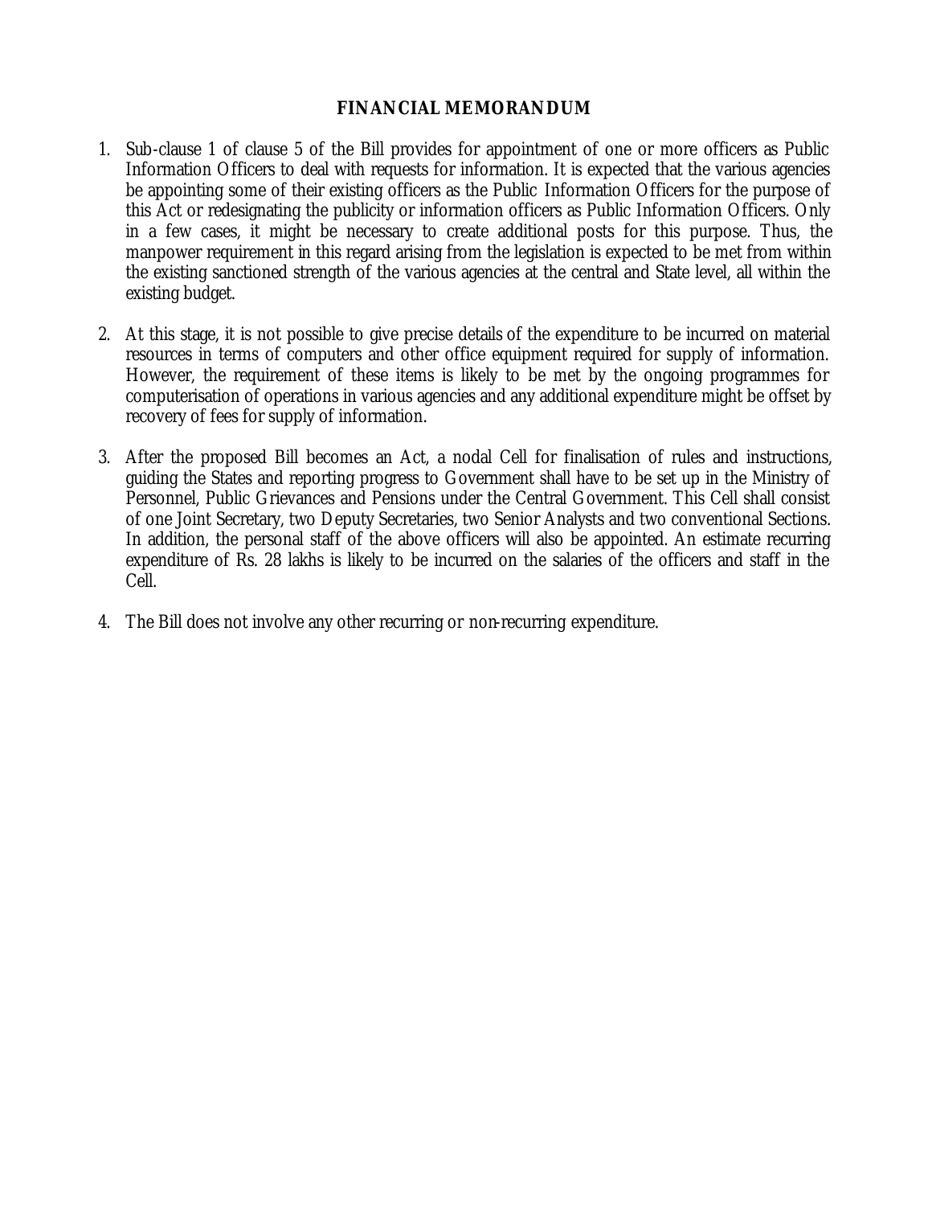## FINANCIAL MEMORANDUM

1. Sub-clause 1 of clause 5 of the Bill provides for appointment of one or more officers as Public Information Officers to deal with requests for information. It is expected that the various agencies be appointing some of their existing officers as the Public Information Officers for the purpose of this Act or redesignating the publicity or information officers as Public Information Officers. Only in a few cases, it might be necessary to create additional posts for this purpose. Thus, the manpower requirement in this regard arising from the legislation is expected to be met from within the existing sanctioned strength of the various agencies at the central and State level, all within the existing budget.

2. At this stage, it is not possible to give precise details of the expenditure to be incurred on material resources in terms of computers and other office equipment required for supply of information. However, the requirement of these items is likely to be met by the ongoing programmes for computerisation of operations in various agencies and any additional expenditure might be offset by recovery of fees for supply of information.

3. After the proposed Bill becomes an Act, a nodal Cell for finalisation of rules and instructions, guiding the States and reporting progress to Government shall have to be set up in the Ministry of Personnel, Public Grievances and Pensions under the Central Government. This Cell shall consist of one Joint Secretary, two Deputy Secretaries, two Senior Analysts and two conventional Sections. In addition, the personal staff of the above officers will also be appointed. An estimate recurring expenditure of Rs. 28 lakhs is likely to be incurred on the salaries of the officers and staff in the Cell.

4. The Bill does not involve any other recurring or non-recurring expenditure.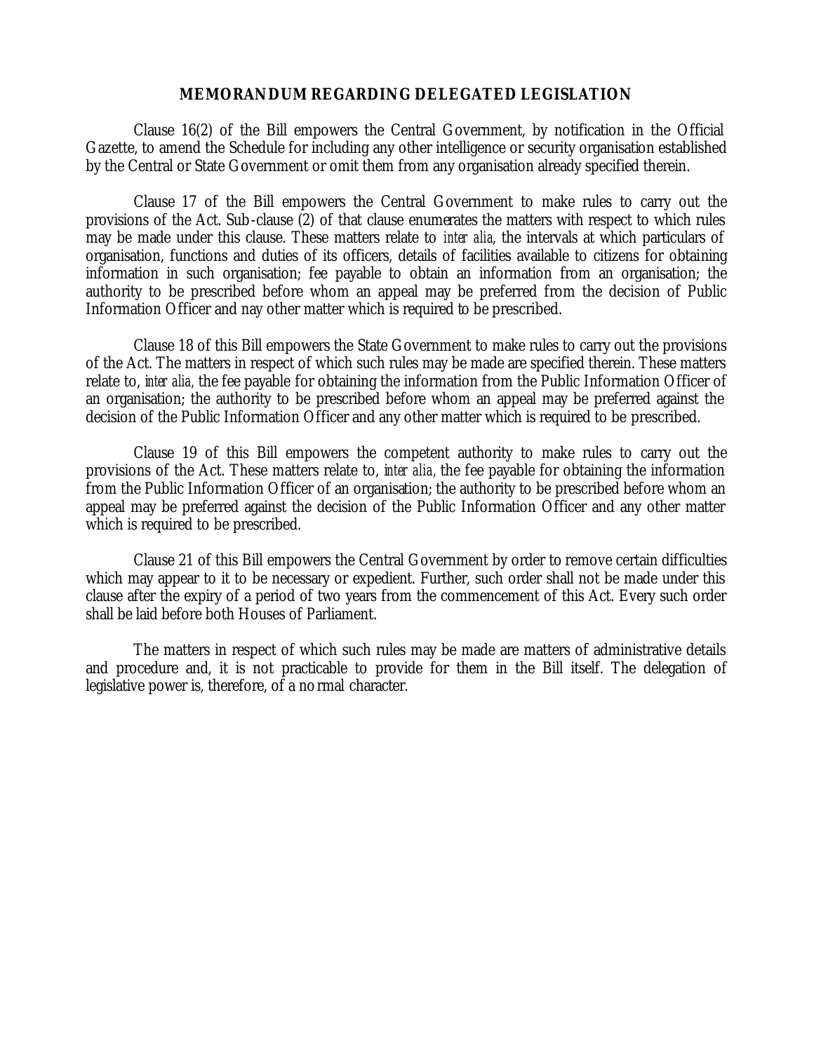## MEMORANDUM REGARDING DELEGATED LEGISLATION

Clause 16(2) of the Bill empowers the Central Government, by notification in the Official Gazette, to amend the Schedule for including any other intelligence or security organisation established by the Central or State Government or omit them from any organisation already specified therein.

Clause 17 of the Bill empowers the Central Government to make rules to carry out the provisions of the Act. Sub-clause (2) of that clause enumerates the matters with respect to which rules may be made under this clause. These matters relate to *inter alia*, the intervals at which particulars of organisation, functions and duties of its officers, details of facilities available to citizens for obtaining information in such organisation; fee payable to obtain an information from an organisation; the authority to be prescribed before whom an appeal may be preferred from the decision of Public Information Officer and nay other matter which is required to be prescribed.

Clause 18 of this Bill empowers the State Government to make rules to carry out the provisions of the Act. The matters in respect of which such rules may be made are specified therein. These matters relate to, *inter alia,* the fee payable for obtaining the information from the Public Information Officer of an organisation; the authority to be prescribed before whom an appeal may be preferred against the decision of the Public Information Officer and any other matter which is required to be prescribed.

Clause 19 of this Bill empowers the competent authority to make rules to carry out the provisions of the Act. These matters relate to, *inter alia,* the fee payable for obtaining the information from the Public Information Officer of an organisation; the authority to be prescribed before whom an appeal may be preferred against the decision of the Public Information Officer and any other matter which is required to be prescribed.

Clause 21 of this Bill empowers the Central Government by order to remove certain difficulties which may appear to it to be necessary or expedient. Further, such order shall not be made under this clause after the expiry of a period of two years from the commencement of this Act. Every such order shall be laid before both Houses of Parliament.

The matters in respect of which such rules may be made are matters of administrative details and procedure and, it is not practicable to provide for them in the Bill itself. The delegation of legislative power is, therefore, of a normal character.